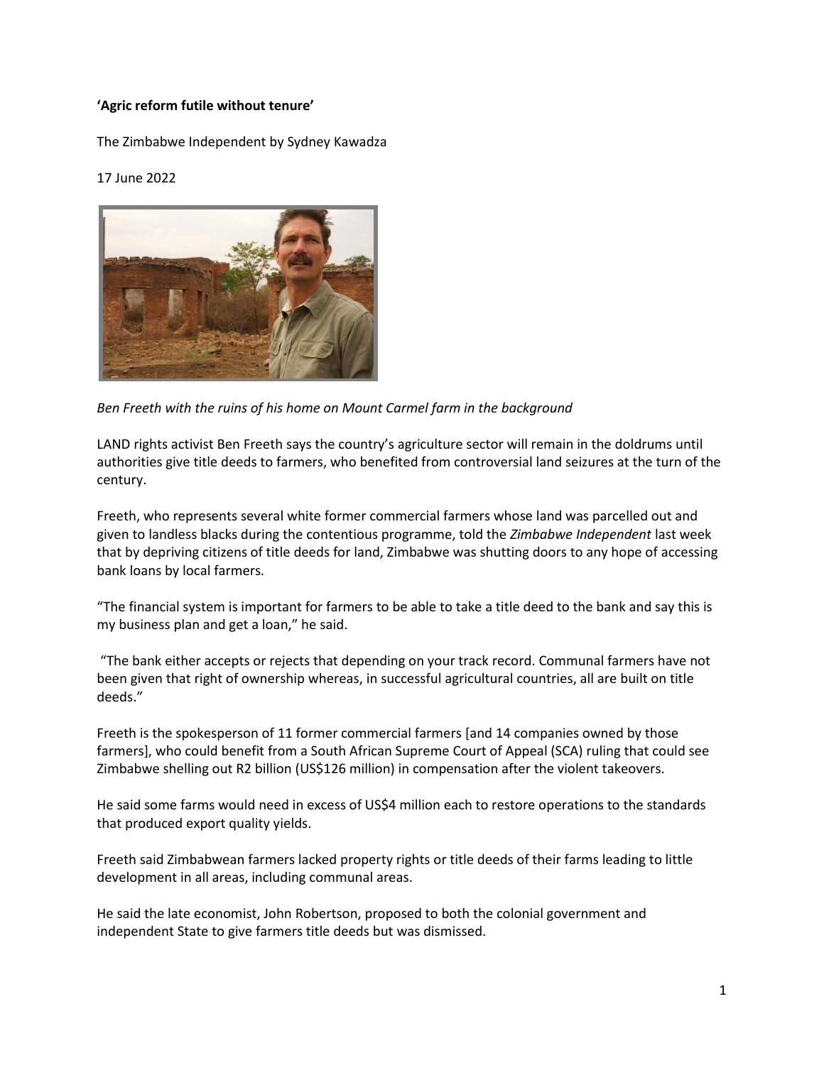**'Agric reform futile without tenure'**

The Zimbabwe Independent by Sydney Kawadza

17 June 2022

*Ben Freeth with the ruins of his home on Mount Carmel farm in the background*

LAND rights activist Ben Freeth says the country's agriculture sector will remain in the doldrums until authorities give title deeds to farmers, who benefited from controversial land seizures at the turn of the century.

Freeth, who represents several white former commercial farmers whose land was parcelled out and given to landless blacks during the contentious programme, told the *Zimbabwe Independent* last week that by depriving citizens of title deeds for land, Zimbabwe was shutting doors to any hope of accessing bank loans by local farmers.

"The financial system is important for farmers to be able to take a title deed to the bank and say this is my business plan and get a loan," he said.

"The bank either accepts or rejects that depending on your track record. Communal farmers have not been given that right of ownership whereas, in successful agricultural countries, all are built on title deeds."

Freeth is the spokesperson of 11 former commercial farmers [and 14 companies owned by those farmers], who could benefit from a South African Supreme Court of Appeal (SCA) ruling that could see Zimbabwe shelling out R2 billion (US$126 million) in compensation after the violent takeovers.

He said some farms would need in excess of US$4 million each to restore operations to the standards that produced export quality yields.

Freeth said Zimbabwean farmers lacked property rights or title deeds of their farms leading to little development in all areas, including communal areas.

He said the late economist, John Robertson, proposed to both the colonial government and independent State to give farmers title deeds but was dismissed.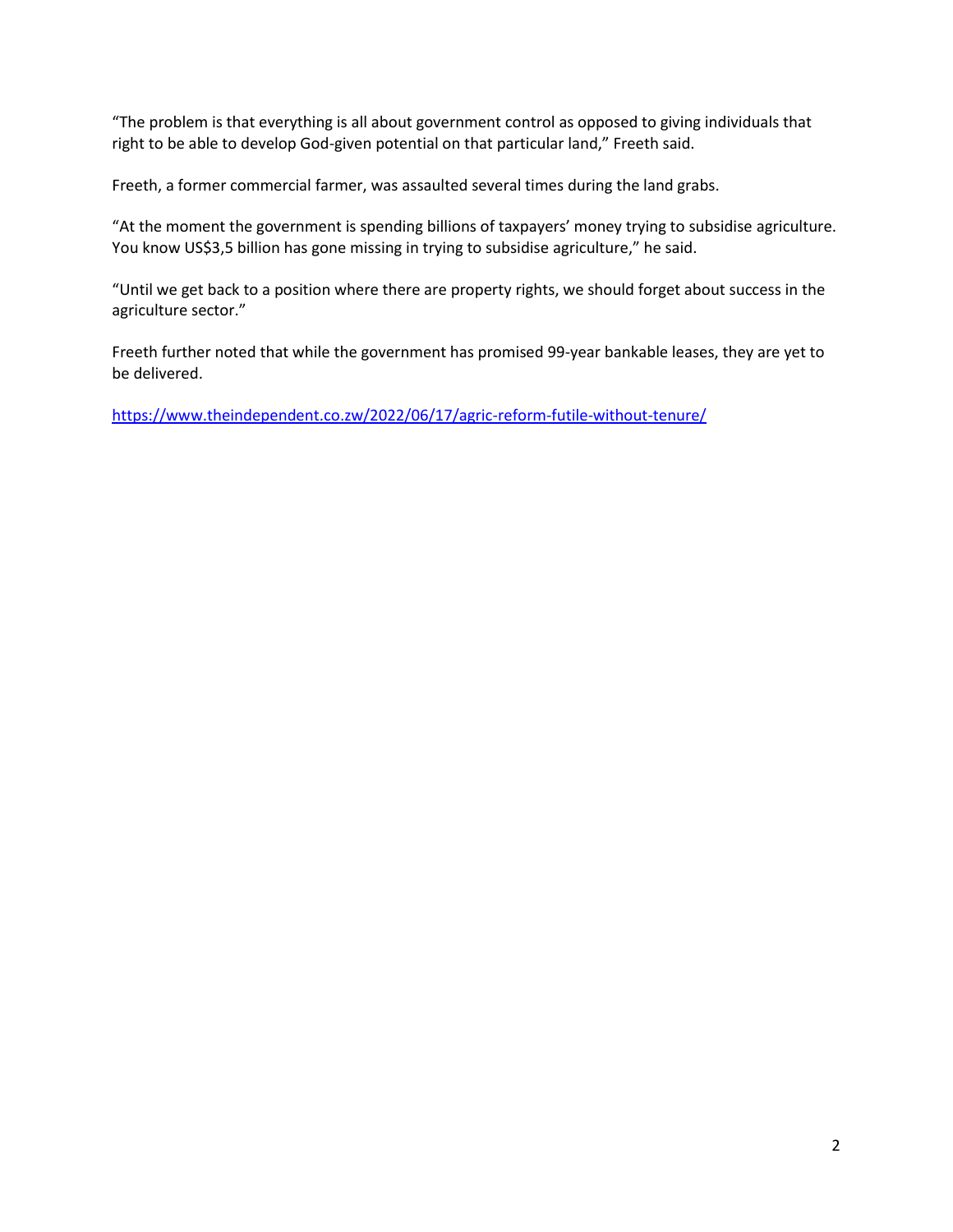"The problem is that everything is all about government control as opposed to giving individuals that right to be able to develop God-given potential on that particular land," Freeth said.

Freeth, a former commercial farmer, was assaulted several times during the land grabs.

"At the moment the government is spending billions of taxpayers' money trying to subsidise agriculture. You know US$3,5 billion has gone missing in trying to subsidise agriculture," he said.

"Until we get back to a position where there are property rights, we should forget about success in the agriculture sector."

Freeth further noted that while the government has promised 99-year bankable leases, they are yet to be delivered.

https://www.theindependent.co.zw/2022/06/17/agric-reform-futile-without-tenure/